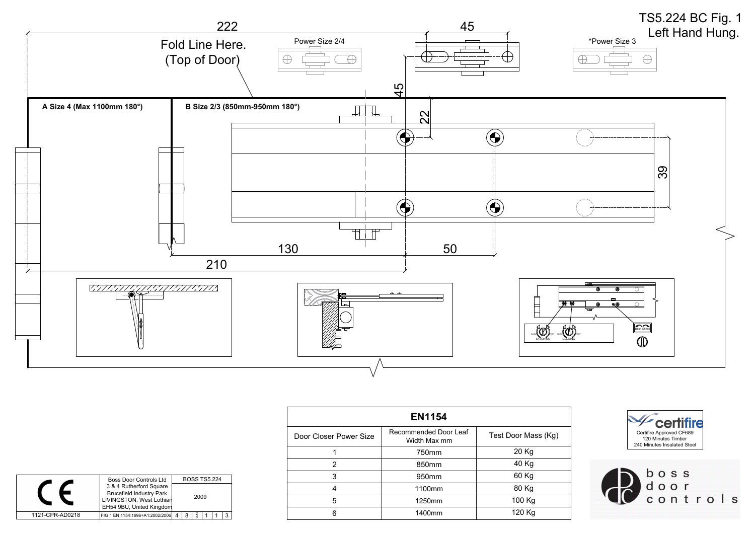# TS5.224 BC Fig. 1
## Left Hand Hung.

Fold Line Here. (Top of Door)

Power Size 2/4

*Power Size 3

A Size 4 (Max 1100mm 180°)

B Size 2/3 (850mm-950mm 180°)

222

45

45

22

39

130

50

210

LATCHING

CLOSING

Back Check

| EN1154 | | |
|---|---|---|
| Door Closer Power Size | Recommended Door Leaf Width Max mm | Test Door Mass (Kg) |
| 1 | 750mm | 20 Kg |
| 2 | 850mm | 40 Kg |
| 3 | 950mm | 60 Kg |
| 4 | 1100mm | 80 Kg |
| 5 | 1250mm | 100 Kg |
| 6 | 1400mm | 120 Kg |

certifire

Certifire Approved CF689
120 Minutes Timber
240 Minutes Insulated Steel

boss door controls

| CE | Boss Door Controls Ltd<br>3 & 4 Rutherford Square<br>Brucefield Industry Park<br>LIVINGSTON, West Lothian<br>EH54 9BU, United Kingdom | BOSS TS5.224<br>2009 |
|---|---|---|
| 1121-CPR-AD0218 | FIG 1 EN 1154:1996+A1:2002/2006 | 4 \| 8 \| 2/4 \| 1 \| 1 \| 3 |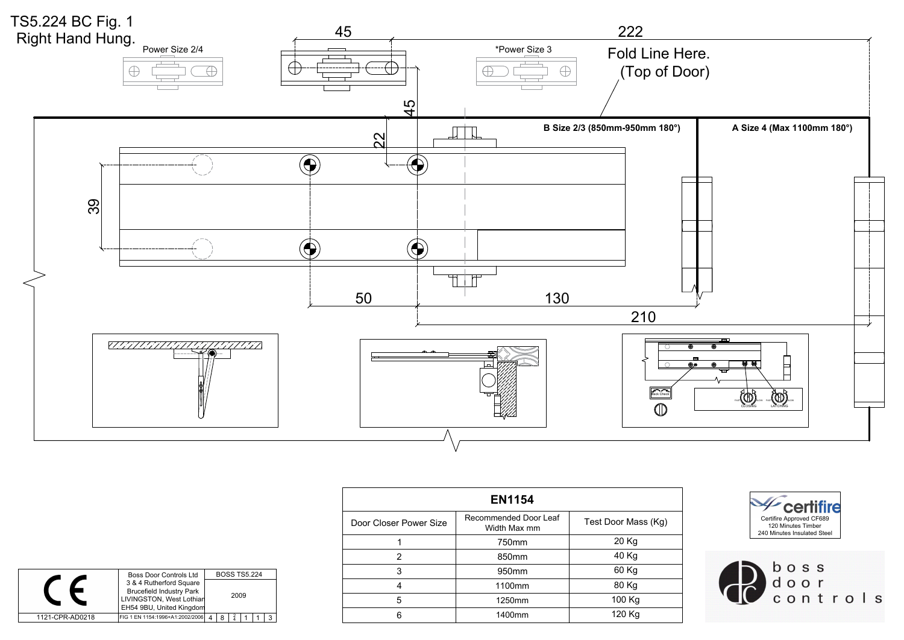TS5.224 BC Fig. 1
Right Hand Hung.

Power Size 2/4

45

*Power Size 3

222

Fold Line Here.
(Top of Door)

45

22

B Size 2/3 (850mm-950mm 180°)

A Size 4 (Max 1100mm 180°)

39

50

130

210

| EN1154 | | |
|---|---|---|
| Door Closer Power Size | Recommended Door Leaf Width Max mm | Test Door Mass (Kg) |
| 1 | 750mm | 20 Kg |
| 2 | 850mm | 40 Kg |
| 3 | 950mm | 60 Kg |
| 4 | 1100mm | 80 Kg |
| 5 | 1250mm | 100 Kg |
| 6 | 1400mm | 120 Kg |

certifire
Certifire Approved CF689
120 Minutes Timber
240 Minutes Insulated Steel

boss door controls

| | | |
|---|---|---|
| CE | Boss Door Controls Ltd<br>3 & 4 Rutherford Square<br>Brucefield Industry Park<br>LIVINGSTON, West Lothian<br>EH54 9BU, United Kingdom | BOSS TS5.224<br>2009 |
| 1121-CPR-AD0218 | FIG 1 EN 1154:1996+A1:2002/2006 | 4 8 2/4 1 1 3 |